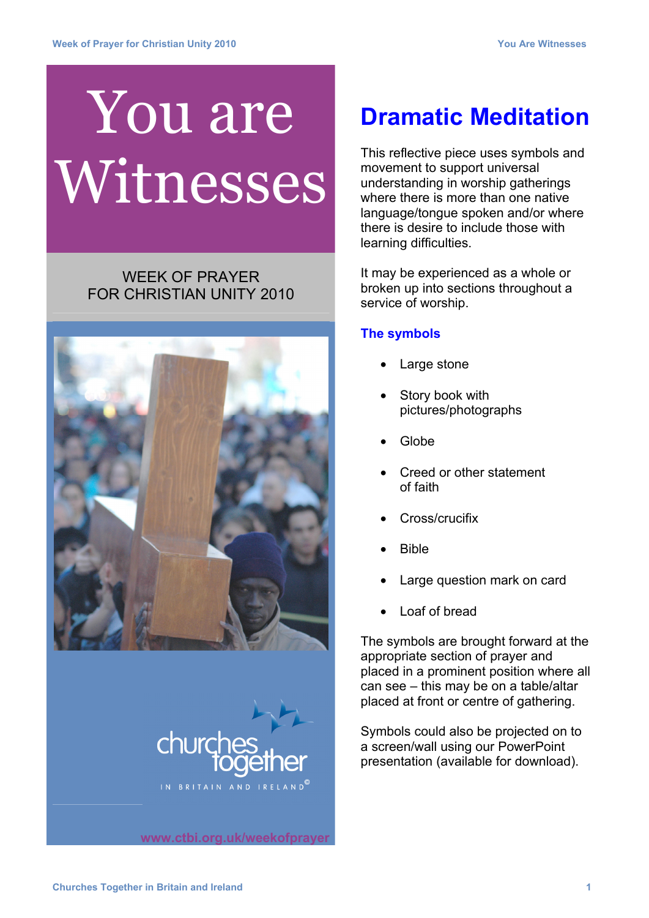# You are Witnesses

WEEK OF PRAYER
FOR CHRISTIAN UNITY 2010

churches together
IN BRITAIN AND IRELAND©

www.ctbi.org.uk/weekofprayer

## Dramatic Meditation

This reflective piece uses symbols and movement to support universal understanding in worship gatherings where there is more than one native language/tongue spoken and/or where there is desire to include those with learning difficulties.

It may be experienced as a whole or broken up into sections throughout a service of worship.

### The symbols

- Large stone
- Story book with pictures/photographs
- Globe
- Creed or other statement of faith
- Cross/crucifix
- Bible
- Large question mark on card
- Loaf of bread

The symbols are brought forward at the appropriate section of prayer and placed in a prominent position where all can see – this may be on a table/altar placed at front or centre of gathering.

Symbols could also be projected on to a screen/wall using our PowerPoint presentation (available for download).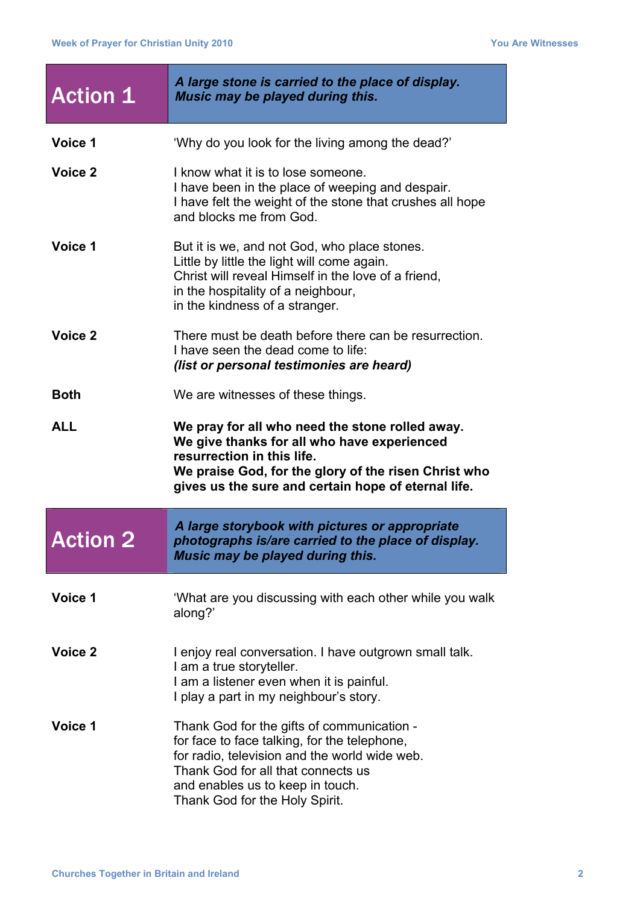## Action 1

***A large stone is carried to the place of display. Music may be played during this.***

**Voice 1** 'Why do you look for the living among the dead?'

**Voice 2** I know what it is to lose someone.
I have been in the place of weeping and despair.
I have felt the weight of the stone that crushes all hope and blocks me from God.

**Voice 1** But it is we, and not God, who place stones.
Little by little the light will come again.
Christ will reveal Himself in the love of a friend,
in the hospitality of a neighbour,
in the kindness of a stranger.

**Voice 2** There must be death before there can be resurrection.
I have seen the dead come to life:
***(list or personal testimonies are heard)***

**Both** We are witnesses of these things.

**ALL** **We pray for all who need the stone rolled away.**
**We give thanks for all who have experienced resurrection in this life.**
**We praise God, for the glory of the risen Christ who gives us the sure and certain hope of eternal life.**

## Action 2

***A large storybook with pictures or appropriate photographs is/are carried to the place of display. Music may be played during this.***

**Voice 1** 'What are you discussing with each other while you walk along?'

**Voice 2** I enjoy real conversation. I have outgrown small talk.
I am a true storyteller.
I am a listener even when it is painful.
I play a part in my neighbour's story.

**Voice 1** Thank God for the gifts of communication -
for face to face talking, for the telephone,
for radio, television and the world wide web.
Thank God for all that connects us
and enables us to keep in touch.
Thank God for the Holy Spirit.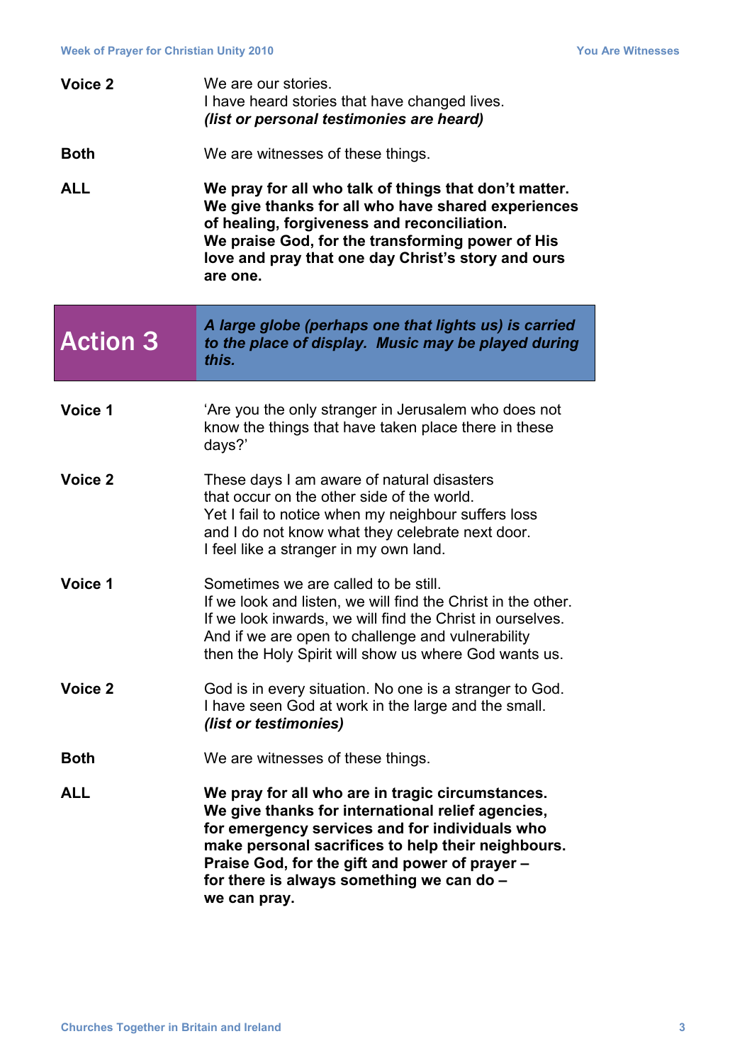**Voice 2**

We are our stories.
I have heard stories that have changed lives.
***(list or personal testimonies are heard)***

**Both**

We are witnesses of these things.

**ALL**

**We pray for all who talk of things that don't matter.
We give thanks for all who have shared experiences of healing, forgiveness and reconciliation.
We praise God, for the transforming power of His love and pray that one day Christ's story and ours are one.**

## Action 3

***A large globe (perhaps one that lights us) is carried to the place of display. Music may be played during this.***

**Voice 1**

'Are you the only stranger in Jerusalem who does not know the things that have taken place there in these days?'

**Voice 2**

These days I am aware of natural disasters
that occur on the other side of the world.
Yet I fail to notice when my neighbour suffers loss
and I do not know what they celebrate next door.
I feel like a stranger in my own land.

**Voice 1**

Sometimes we are called to be still.
If we look and listen, we will find the Christ in the other.
If we look inwards, we will find the Christ in ourselves.
And if we are open to challenge and vulnerability
then the Holy Spirit will show us where God wants us.

**Voice 2**

God is in every situation. No one is a stranger to God.
I have seen God at work in the large and the small.
***(list or testimonies)***

**Both**

We are witnesses of these things.

**ALL**

**We pray for all who are in tragic circumstances.
We give thanks for international relief agencies, for emergency services and for individuals who make personal sacrifices to help their neighbours.
Praise God, for the gift and power of prayer –
for there is always something we can do –
we can pray.**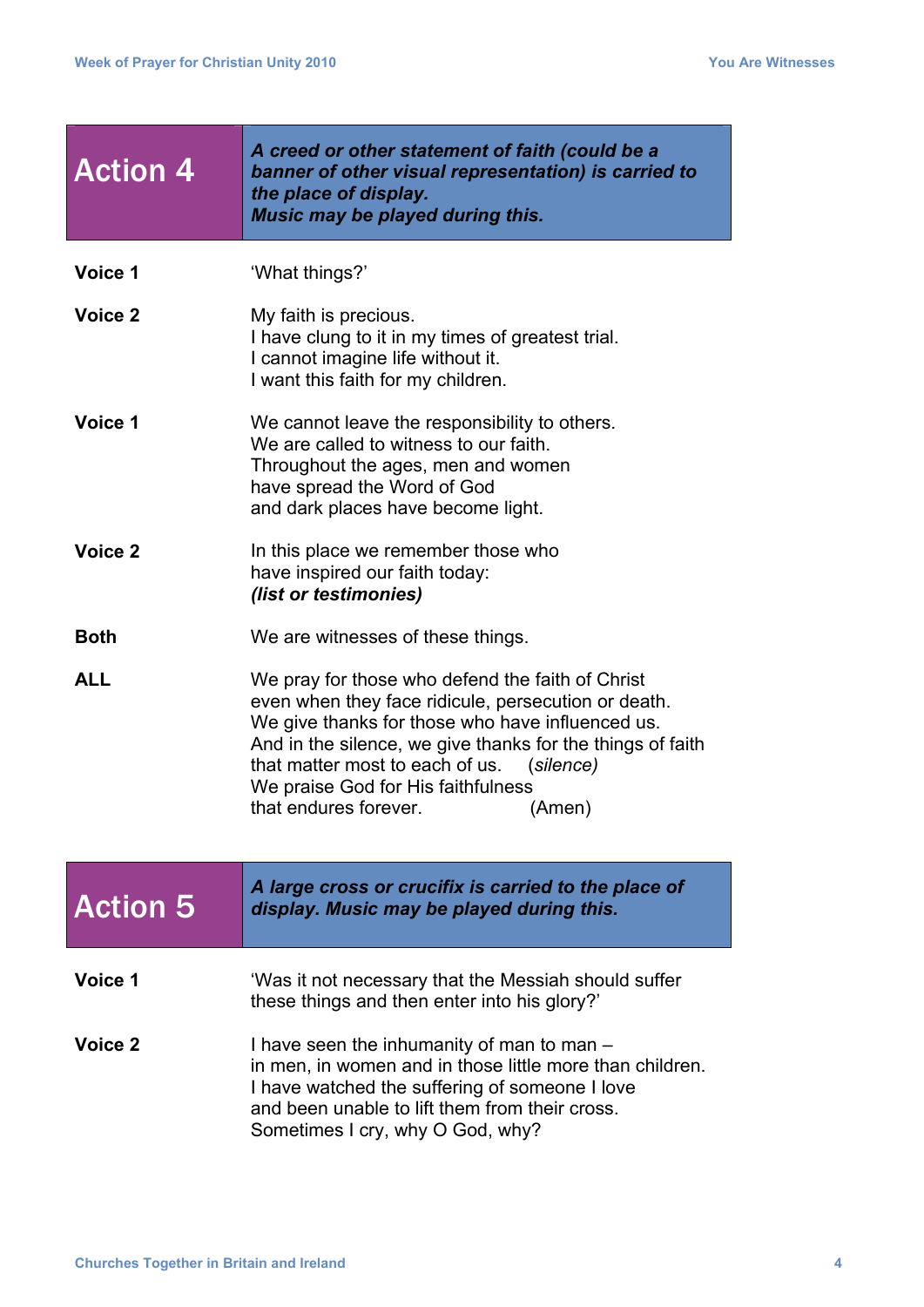## Action 4

***A creed or other statement of faith (could be a banner of other visual representation) is carried to the place of display.
Music may be played during this.***

**Voice 1**
'What things?'

**Voice 2**
My faith is precious.
I have clung to it in my times of greatest trial.
I cannot imagine life without it.
I want this faith for my children.

**Voice 1**
We cannot leave the responsibility to others.
We are called to witness to our faith.
Throughout the ages, men and women
have spread the Word of God
and dark places have become light.

**Voice 2**
In this place we remember those who
have inspired our faith today:
***(list or testimonies)***

**Both**
We are witnesses of these things.

**ALL**
We pray for those who defend the faith of Christ
even when they face ridicule, persecution or death.
We give thanks for those who have influenced us.
And in the silence, we give thanks for the things of faith
that matter most to each of us. (*silence)*
We praise God for His faithfulness
that endures forever. (Amen)

## Action 5

***A large cross or crucifix is carried to the place of display. Music may be played during this.***

**Voice 1**
'Was it not necessary that the Messiah should suffer
these things and then enter into his glory?'

**Voice 2**
I have seen the inhumanity of man to man –
in men, in women and in those little more than children.
I have watched the suffering of someone I love
and been unable to lift them from their cross.
Sometimes I cry, why O God, why?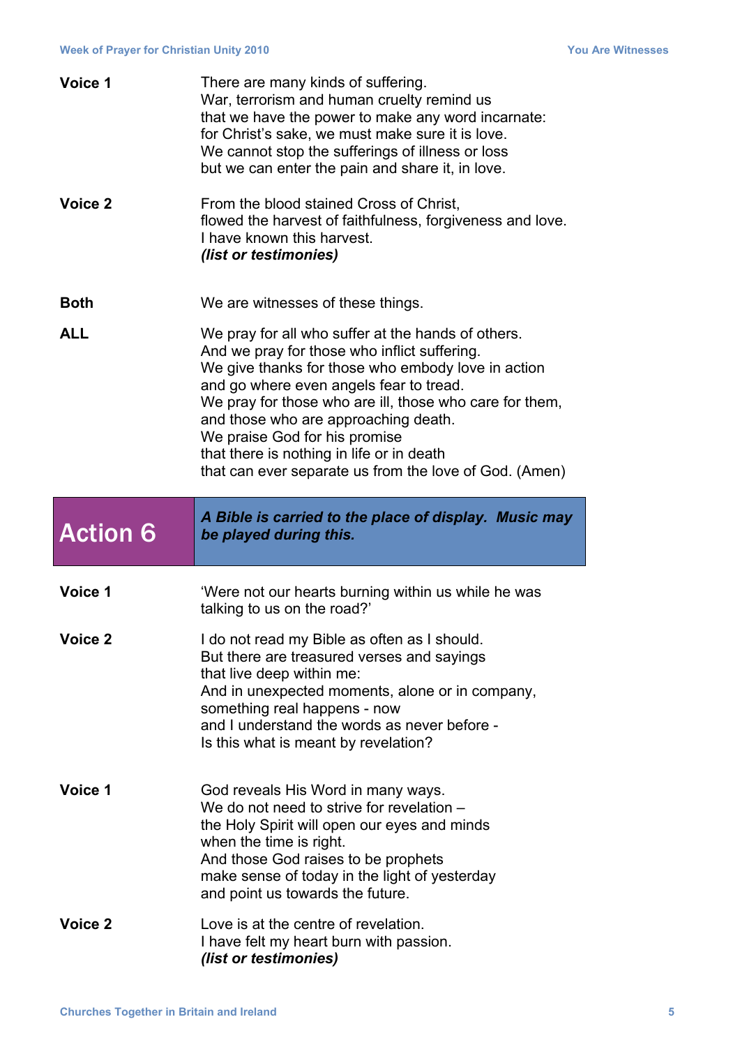**Voice 1**

There are many kinds of suffering.
War, terrorism and human cruelty remind us
that we have the power to make any word incarnate:
for Christ's sake, we must make sure it is love.
We cannot stop the sufferings of illness or loss
but we can enter the pain and share it, in love.

**Voice 2**

From the blood stained Cross of Christ,
flowed the harvest of faithfulness, forgiveness and love.
I have known this harvest.
***(list or testimonies)***

**Both**

We are witnesses of these things.

**ALL**

We pray for all who suffer at the hands of others.
And we pray for those who inflict suffering.
We give thanks for those who embody love in action
and go where even angels fear to tread.
We pray for those who are ill, those who care for them,
and those who are approaching death.
We praise God for his promise
that there is nothing in life or in death
that can ever separate us from the love of God. (Amen)

## Action 6

***A Bible is carried to the place of display. Music may be played during this.***

**Voice 1**

'Were not our hearts burning within us while he was talking to us on the road?'

**Voice 2**

I do not read my Bible as often as I should.
But there are treasured verses and sayings
that live deep within me:
And in unexpected moments, alone or in company,
something real happens - now
and I understand the words as never before -
Is this what is meant by revelation?

**Voice 1**

God reveals His Word in many ways.
We do not need to strive for revelation –
the Holy Spirit will open our eyes and minds
when the time is right.
And those God raises to be prophets
make sense of today in the light of yesterday
and point us towards the future.

**Voice 2**

Love is at the centre of revelation.
I have felt my heart burn with passion.
***(list or testimonies)***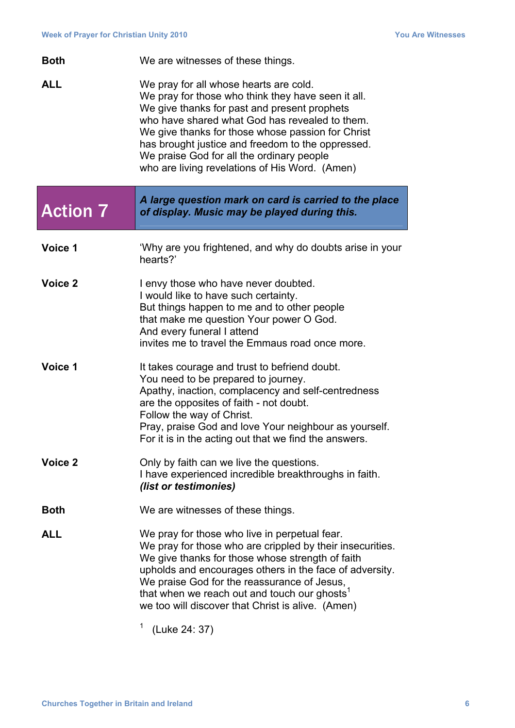**Both** We are witnesses of these things.

**ALL** We pray for all whose hearts are cold.
We pray for those who think they have seen it all.
We give thanks for past and present prophets
who have shared what God has revealed to them.
We give thanks for those whose passion for Christ
has brought justice and freedom to the oppressed.
We praise God for all the ordinary people
who are living revelations of His Word. (Amen)

## Action 7

***A large question mark on card is carried to the place of display. Music may be played during this.***

**Voice 1** 'Why are you frightened, and why do doubts arise in your hearts?'

**Voice 2** I envy those who have never doubted.
I would like to have such certainty.
But things happen to me and to other people
that make me question Your power O God.
And every funeral I attend
invites me to travel the Emmaus road once more.

**Voice 1** It takes courage and trust to befriend doubt.
You need to be prepared to journey.
Apathy, inaction, complacency and self-centredness
are the opposites of faith - not doubt.
Follow the way of Christ.
Pray, praise God and love Your neighbour as yourself.
For it is in the acting out that we find the answers.

**Voice 2** Only by faith can we live the questions.
I have experienced incredible breakthroughs in faith.
***(list or testimonies)***

**Both** We are witnesses of these things.

**ALL** We pray for those who live in perpetual fear.
We pray for those who are crippled by their insecurities.
We give thanks for those whose strength of faith
upholds and encourages others in the face of adversity.
We praise God for the reassurance of Jesus,
that when we reach out and touch our ghosts[1]
we too will discover that Christ is alive. (Amen)

[1] (Luke 24: 37)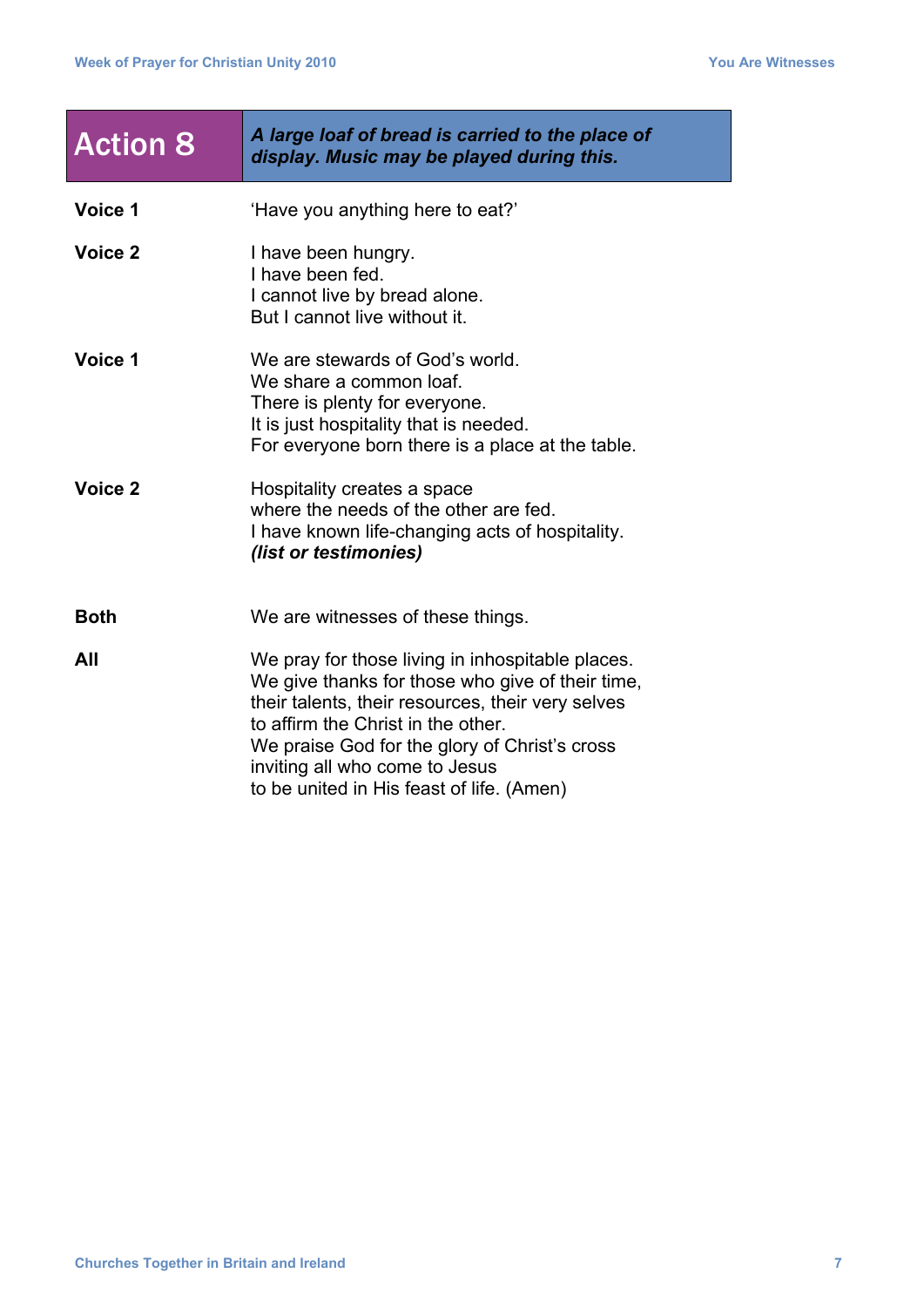## Action 8

***A large loaf of bread is carried to the place of display. Music may be played during this.***

**Voice 1**

'Have you anything here to eat?'

**Voice 2**

I have been hungry.
I have been fed.
I cannot live by bread alone.
But I cannot live without it.

**Voice 1**

We are stewards of God's world.
We share a common loaf.
There is plenty for everyone.
It is just hospitality that is needed.
For everyone born there is a place at the table.

**Voice 2**

Hospitality creates a space
where the needs of the other are fed.
I have known life-changing acts of hospitality.
***(list or testimonies)***

**Both**

We are witnesses of these things.

**All**

We pray for those living in inhospitable places.
We give thanks for those who give of their time,
their talents, their resources, their very selves
to affirm the Christ in the other.
We praise God for the glory of Christ's cross
inviting all who come to Jesus
to be united in His feast of life. (Amen)